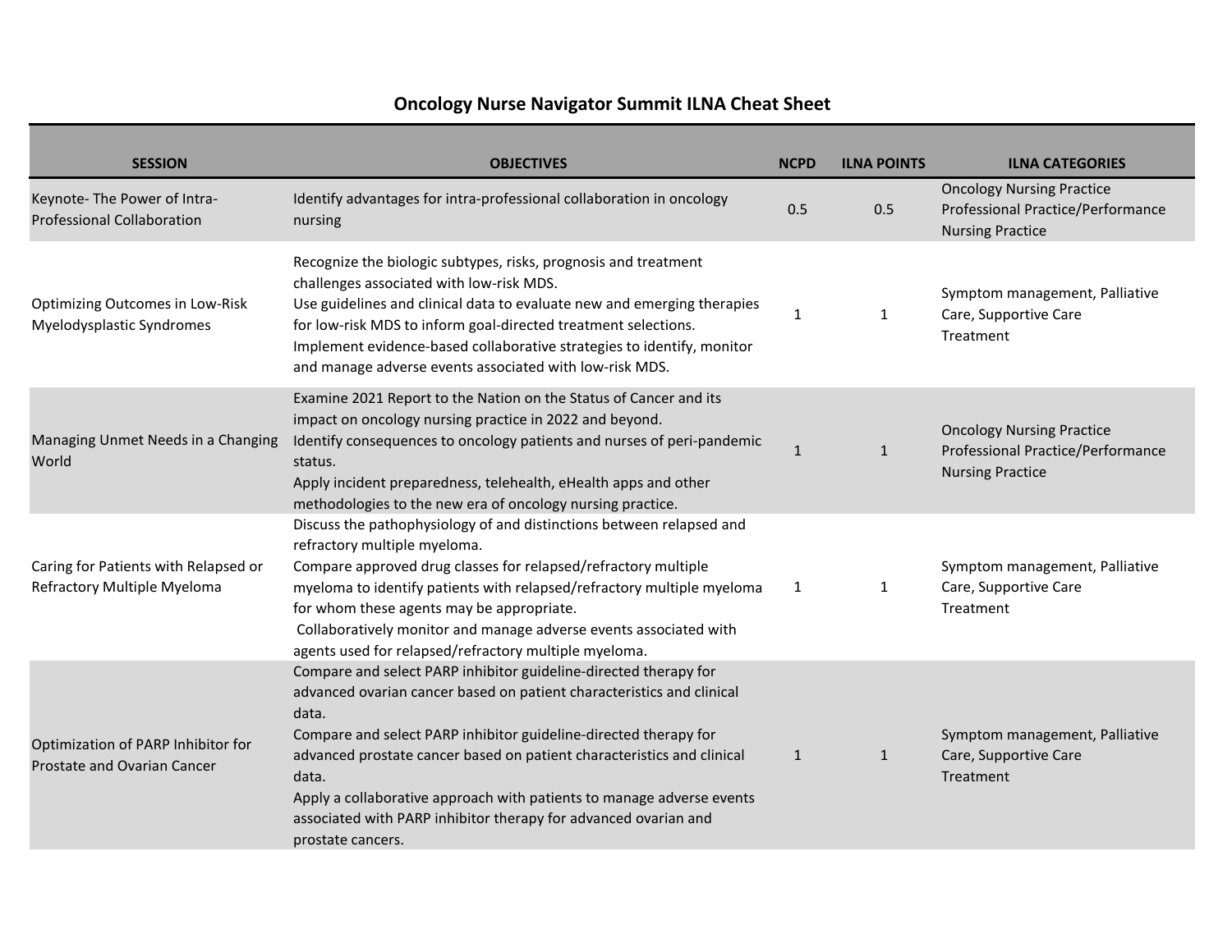# Oncology Nurse Navigator Summit ILNA Cheat Sheet

| SESSION | OBJECTIVES | NCPD | ILNA POINTS | ILNA CATEGORIES |
|---|---|---|---|---|
| Keynote- The Power of Intra-Professional Collaboration | Identify advantages for intra-professional collaboration in oncology nursing | 0.5 | 0.5 | Oncology Nursing Practice<br>Professional Practice/Performance<br>Nursing Practice |
| Optimizing Outcomes in Low-Risk Myelodysplastic Syndromes | Recognize the biologic subtypes, risks, prognosis and treatment challenges associated with low-risk MDS.<br>Use guidelines and clinical data to evaluate new and emerging therapies for low-risk MDS to inform goal-directed treatment selections.<br>Implement evidence-based collaborative strategies to identify, monitor and manage adverse events associated with low-risk MDS. | 1 | 1 | Symptom management, Palliative Care, Supportive Care<br>Treatment |
| Managing Unmet Needs in a Changing World | Examine 2021 Report to the Nation on the Status of Cancer and its impact on oncology nursing practice in 2022 and beyond.<br>Identify consequences to oncology patients and nurses of peri-pandemic status.<br>Apply incident preparedness, telehealth, eHealth apps and other methodologies to the new era of oncology nursing practice. | 1 | 1 | Oncology Nursing Practice<br>Professional Practice/Performance<br>Nursing Practice |
| Caring for Patients with Relapsed or Refractory Multiple Myeloma | Discuss the pathophysiology of and distinctions between relapsed and refractory multiple myeloma.<br>Compare approved drug classes for relapsed/refractory multiple myeloma to identify patients with relapsed/refractory multiple myeloma for whom these agents may be appropriate.<br>Collaboratively monitor and manage adverse events associated with agents used for relapsed/refractory multiple myeloma. | 1 | 1 | Symptom management, Palliative Care, Supportive Care<br>Treatment |
| Optimization of PARP Inhibitor for Prostate and Ovarian Cancer | Compare and select PARP inhibitor guideline-directed therapy for advanced ovarian cancer based on patient characteristics and clinical data.<br>Compare and select PARP inhibitor guideline-directed therapy for advanced prostate cancer based on patient characteristics and clinical data.<br>Apply a collaborative approach with patients to manage adverse events associated with PARP inhibitor therapy for advanced ovarian and prostate cancers. | 1 | 1 | Symptom management, Palliative Care, Supportive Care<br>Treatment |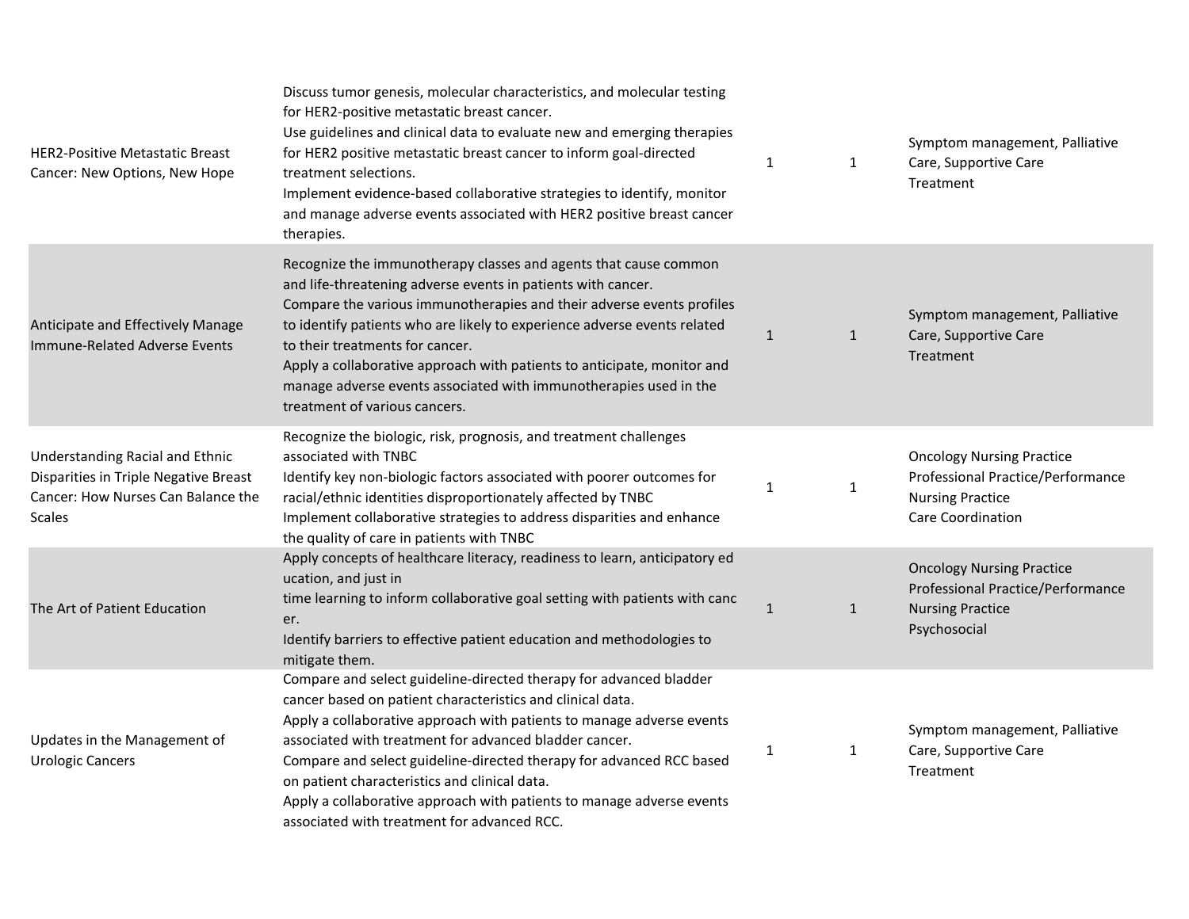| | | | | |
|---|---|---|---|---|
| HER2-Positive Metastatic Breast Cancer: New Options, New Hope | Discuss tumor genesis, molecular characteristics, and molecular testing for HER2-positive metastatic breast cancer.<br>Use guidelines and clinical data to evaluate new and emerging therapies for HER2 positive metastatic breast cancer to inform goal-directed treatment selections.<br>Implement evidence-based collaborative strategies to identify, monitor and manage adverse events associated with HER2 positive breast cancer therapies. | 1 | 1 | Symptom management, Palliative Care, Supportive Care<br>Treatment |
| Anticipate and Effectively Manage Immune-Related Adverse Events | Recognize the immunotherapy classes and agents that cause common and life-threatening adverse events in patients with cancer.<br>Compare the various immunotherapies and their adverse events profiles to identify patients who are likely to experience adverse events related to their treatments for cancer.<br>Apply a collaborative approach with patients to anticipate, monitor and manage adverse events associated with immunotherapies used in the treatment of various cancers. | 1 | 1 | Symptom management, Palliative Care, Supportive Care<br>Treatment |
| Understanding Racial and Ethnic Disparities in Triple Negative Breast Cancer: How Nurses Can Balance the Scales | Recognize the biologic, risk, prognosis, and treatment challenges associated with TNBC<br>Identify key non-biologic factors associated with poorer outcomes for racial/ethnic identities disproportionately affected by TNBC<br>Implement collaborative strategies to address disparities and enhance the quality of care in patients with TNBC | 1 | 1 | Oncology Nursing Practice<br>Professional Practice/Performance<br>Nursing Practice<br>Care Coordination |
| The Art of Patient Education | Apply concepts of healthcare literacy, readiness to learn, anticipatory ed ucation, and just in<br>time learning to inform collaborative goal setting with patients with canc er.<br>Identify barriers to effective patient education and methodologies to mitigate them. | 1 | 1 | Oncology Nursing Practice<br>Professional Practice/Performance<br>Nursing Practice<br>Psychosocial |
| Updates in the Management of Urologic Cancers | Compare and select guideline-directed therapy for advanced bladder cancer based on patient characteristics and clinical data.<br>Apply a collaborative approach with patients to manage adverse events associated with treatment for advanced bladder cancer.<br>Compare and select guideline-directed therapy for advanced RCC based on patient characteristics and clinical data.<br>Apply a collaborative approach with patients to manage adverse events associated with treatment for advanced RCC. | 1 | 1 | Symptom management, Palliative Care, Supportive Care<br>Treatment |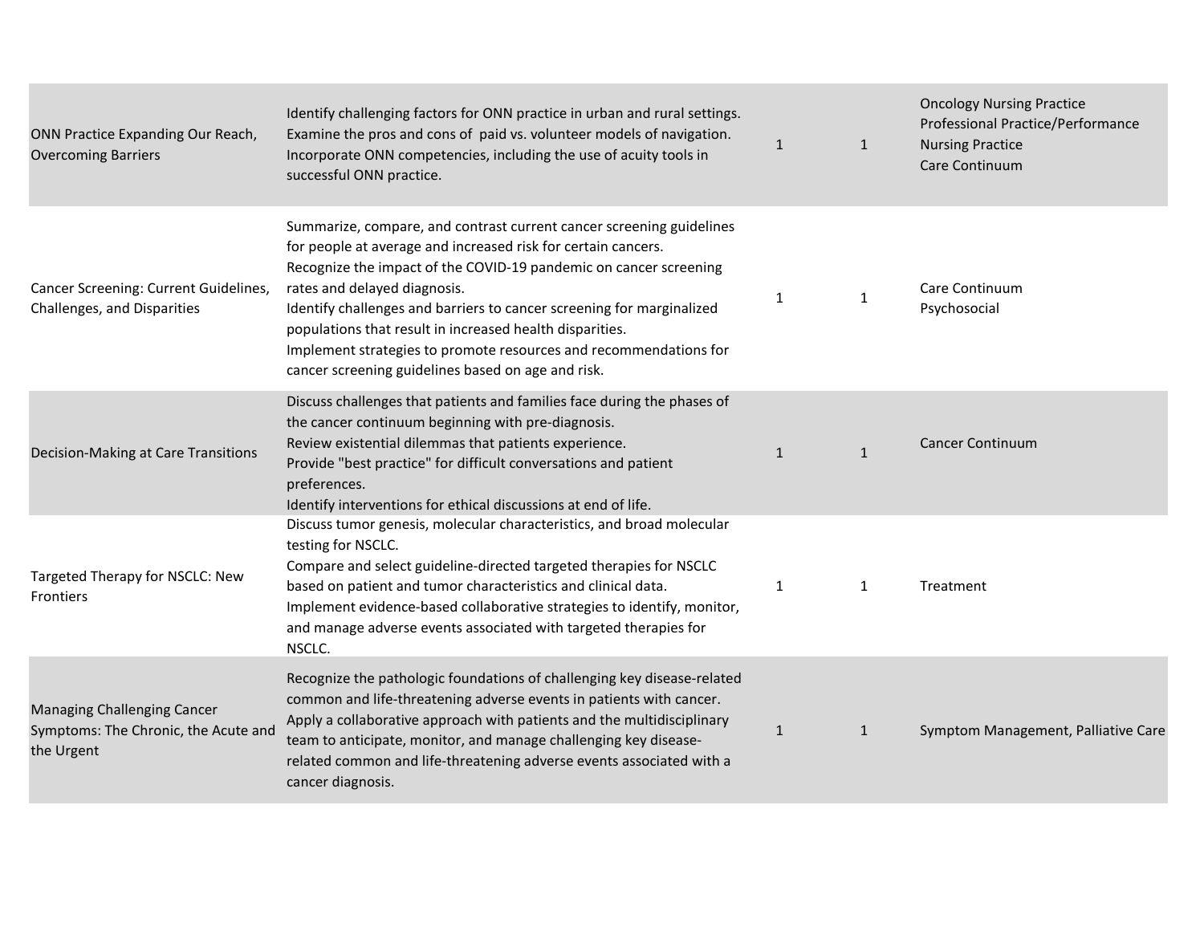| | | | | |
|---|---|---|---|---|
| ONN Practice Expanding Our Reach, Overcoming Barriers | Identify challenging factors for ONN practice in urban and rural settings.<br>Examine the pros and cons of paid vs. volunteer models of navigation.<br>Incorporate ONN competencies, including the use of acuity tools in successful ONN practice. | 1 | 1 | Oncology Nursing Practice<br>Professional Practice/Performance<br>Nursing Practice<br>Care Continuum |
| Cancer Screening: Current Guidelines, Challenges, and Disparities | Summarize, compare, and contrast current cancer screening guidelines for people at average and increased risk for certain cancers.<br>Recognize the impact of the COVID-19 pandemic on cancer screening rates and delayed diagnosis.<br>Identify challenges and barriers to cancer screening for marginalized populations that result in increased health disparities.<br>Implement strategies to promote resources and recommendations for cancer screening guidelines based on age and risk. | 1 | 1 | Care Continuum<br>Psychosocial |
| Decision-Making at Care Transitions | Discuss challenges that patients and families face during the phases of the cancer continuum beginning with pre-diagnosis.<br>Review existential dilemmas that patients experience.<br>Provide "best practice" for difficult conversations and patient preferences.<br>Identify interventions for ethical discussions at end of life. | 1 | 1 | Cancer Continuum |
| Targeted Therapy for NSCLC: New Frontiers | Discuss tumor genesis, molecular characteristics, and broad molecular testing for NSCLC.<br>Compare and select guideline-directed targeted therapies for NSCLC based on patient and tumor characteristics and clinical data.<br>Implement evidence-based collaborative strategies to identify, monitor, and manage adverse events associated with targeted therapies for NSCLC. | 1 | 1 | Treatment |
| Managing Challenging Cancer Symptoms: The Chronic, the Acute and the Urgent | Recognize the pathologic foundations of challenging key disease-related common and life-threatening adverse events in patients with cancer.<br>Apply a collaborative approach with patients and the multidisciplinary team to anticipate, monitor, and manage challenging key disease-related common and life-threatening adverse events associated with a cancer diagnosis. | 1 | 1 | Symptom Management, Palliative Care |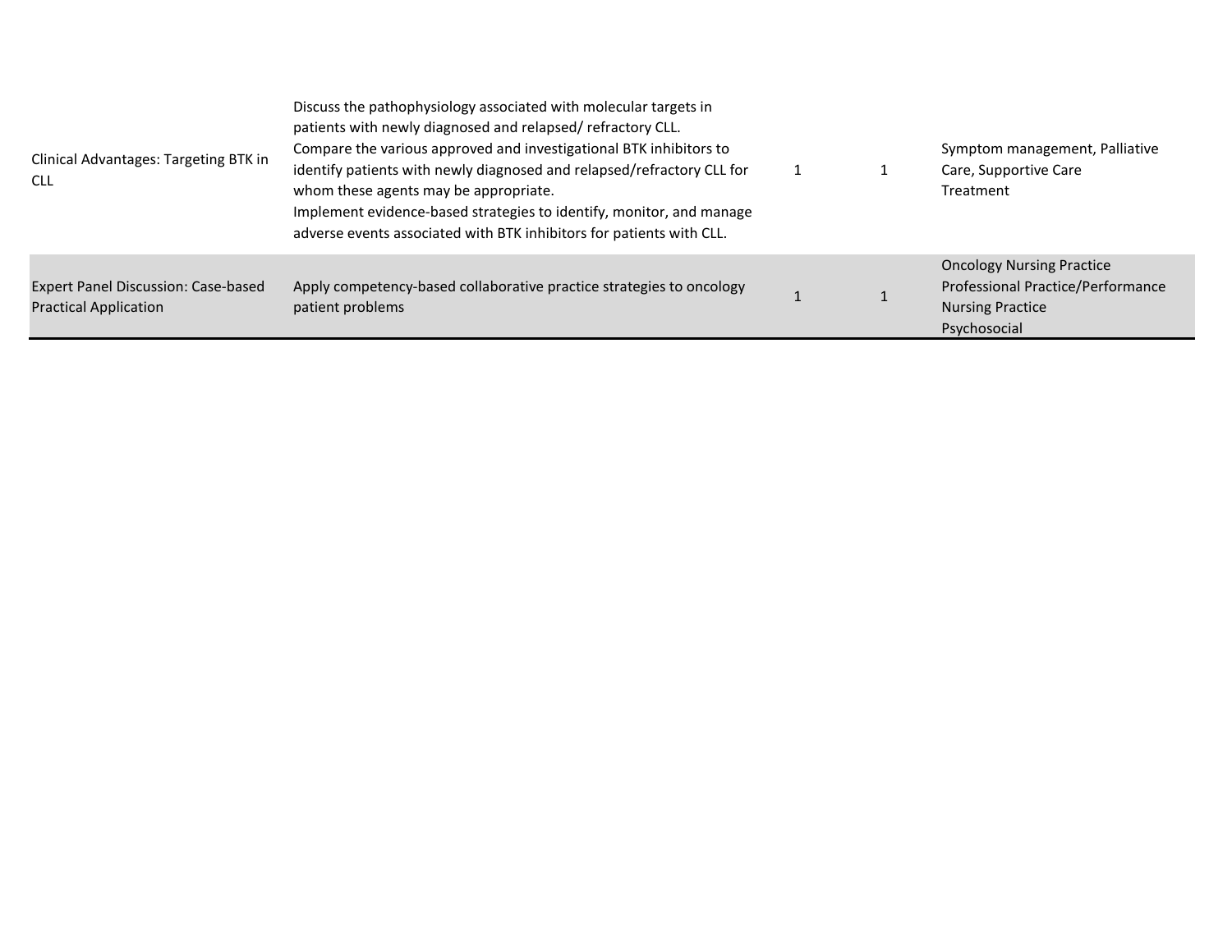| | | | | |
|---|---|---|---|---|
| Clinical Advantages: Targeting BTK in CLL | Discuss the pathophysiology associated with molecular targets in patients with newly diagnosed and relapsed/ refractory CLL.<br>Compare the various approved and investigational BTK inhibitors to identify patients with newly diagnosed and relapsed/refractory CLL for whom these agents may be appropriate.<br>Implement evidence-based strategies to identify, monitor, and manage adverse events associated with BTK inhibitors for patients with CLL. | 1 | 1 | Symptom management, Palliative Care, Supportive Care<br>Treatment |
| Expert Panel Discussion: Case-based Practical Application | Apply competency-based collaborative practice strategies to oncology patient problems | 1 | 1 | Oncology Nursing Practice<br>Professional Practice/Performance<br>Nursing Practice<br>Psychosocial |